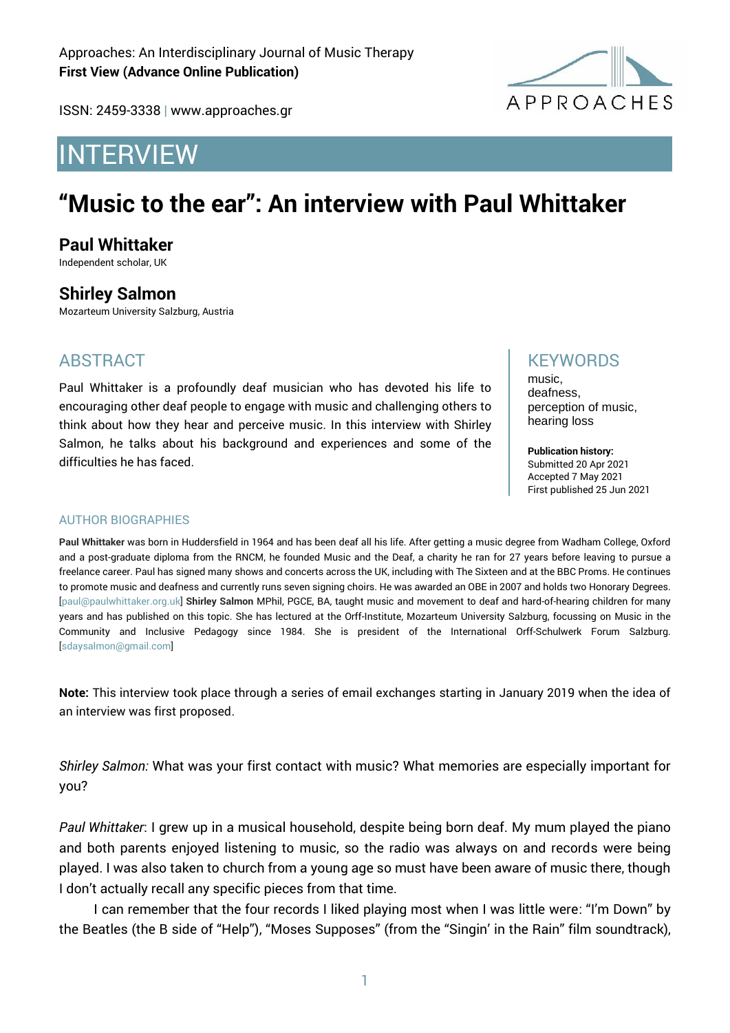Approaches: An Interdisciplinary Journal of Music Therapy
**First View (Advance Online Publication)**

ISSN: 2459-3338 | www.approaches.gr

# INTERVIEW

# "Music to the ear": An interview with Paul Whittaker

**Paul Whittaker**
Independent scholar, UK

**Shirley Salmon**
Mozarteum University Salzburg, Austria

## ABSTRACT

Paul Whittaker is a profoundly deaf musician who has devoted his life to encouraging other deaf people to engage with music and challenging others to think about how they hear and perceive music. In this interview with Shirley Salmon, he talks about his background and experiences and some of the difficulties he has faced.

## KEYWORDS

music,
deafness,
perception of music,
hearing loss

**Publication history:**
Submitted 20 Apr 2021
Accepted 7 May 2021
First published 25 Jun 2021

## AUTHOR BIOGRAPHIES

**Paul Whittaker** was born in Huddersfield in 1964 and has been deaf all his life. After getting a music degree from Wadham College, Oxford and a post-graduate diploma from the RNCM, he founded Music and the Deaf, a charity he ran for 27 years before leaving to pursue a freelance career. Paul has signed many shows and concerts across the UK, including with The Sixteen and at the BBC Proms. He continues to promote music and deafness and currently runs seven signing choirs. He was awarded an OBE in 2007 and holds two Honorary Degrees. [paul@paulwhittaker.org.uk] **Shirley Salmon** MPhil, PGCE, BA, taught music and movement to deaf and hard-of-hearing children for many years and has published on this topic. She has lectured at the Orff-Institute, Mozarteum University Salzburg, focussing on Music in the Community and Inclusive Pedagogy since 1984. She is president of the International Orff-Schulwerk Forum Salzburg. [sdaysalmon@gmail.com]

**Note:** This interview took place through a series of email exchanges starting in January 2019 when the idea of an interview was first proposed.

*Shirley Salmon:* What was your first contact with music? What memories are especially important for you?

*Paul Whittaker*: I grew up in a musical household, despite being born deaf. My mum played the piano and both parents enjoyed listening to music, so the radio was always on and records were being played. I was also taken to church from a young age so must have been aware of music there, though I don't actually recall any specific pieces from that time.

I can remember that the four records I liked playing most when I was little were: "I'm Down" by the Beatles (the B side of "Help"), "Moses Supposes" (from the "Singin' in the Rain" film soundtrack),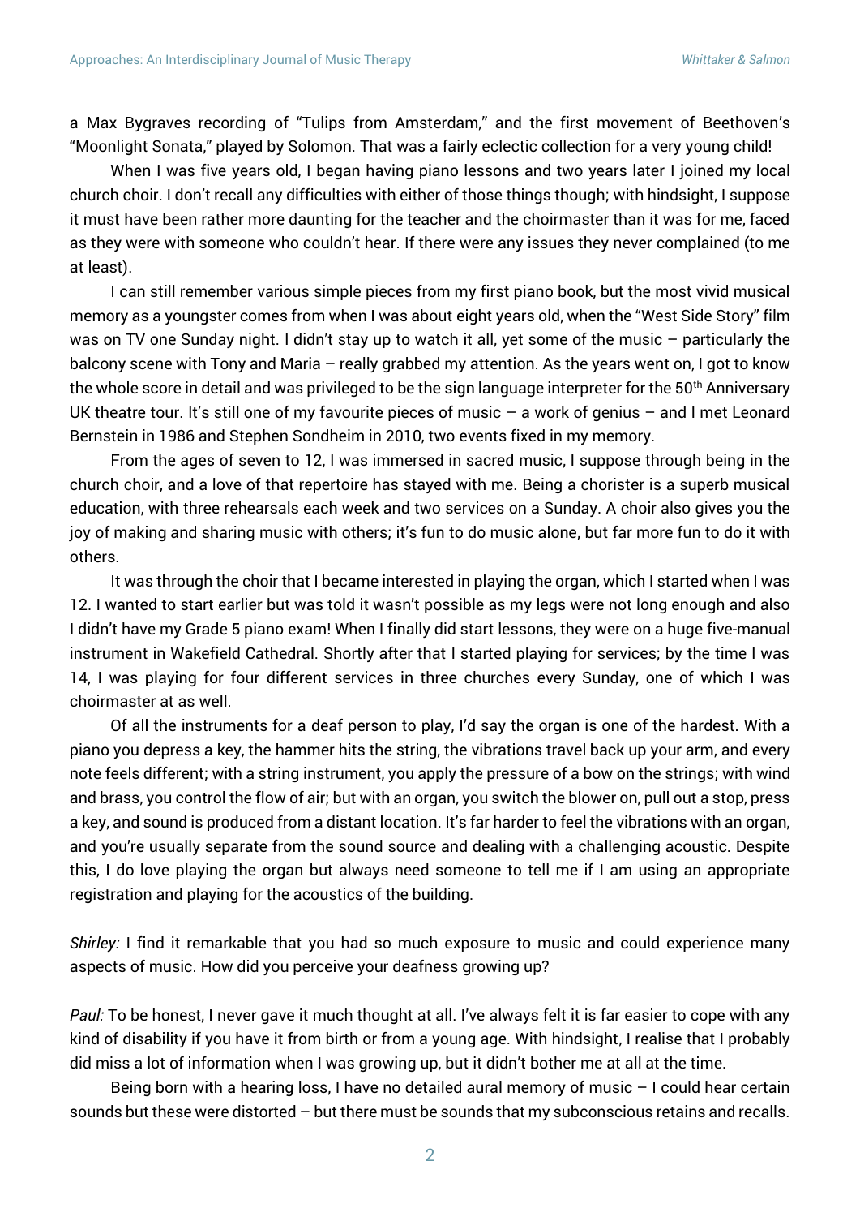a Max Bygraves recording of "Tulips from Amsterdam," and the first movement of Beethoven's "Moonlight Sonata," played by Solomon. That was a fairly eclectic collection for a very young child!

When I was five years old, I began having piano lessons and two years later I joined my local church choir. I don't recall any difficulties with either of those things though; with hindsight, I suppose it must have been rather more daunting for the teacher and the choirmaster than it was for me, faced as they were with someone who couldn't hear. If there were any issues they never complained (to me at least).

I can still remember various simple pieces from my first piano book, but the most vivid musical memory as a youngster comes from when I was about eight years old, when the "West Side Story" film was on TV one Sunday night. I didn't stay up to watch it all, yet some of the music – particularly the balcony scene with Tony and Maria – really grabbed my attention. As the years went on, I got to know the whole score in detail and was privileged to be the sign language interpreter for the 50th Anniversary UK theatre tour. It's still one of my favourite pieces of music – a work of genius – and I met Leonard Bernstein in 1986 and Stephen Sondheim in 2010, two events fixed in my memory.

From the ages of seven to 12, I was immersed in sacred music, I suppose through being in the church choir, and a love of that repertoire has stayed with me. Being a chorister is a superb musical education, with three rehearsals each week and two services on a Sunday. A choir also gives you the joy of making and sharing music with others; it's fun to do music alone, but far more fun to do it with others.

It was through the choir that I became interested in playing the organ, which I started when I was 12. I wanted to start earlier but was told it wasn't possible as my legs were not long enough and also I didn't have my Grade 5 piano exam! When I finally did start lessons, they were on a huge five-manual instrument in Wakefield Cathedral. Shortly after that I started playing for services; by the time I was 14, I was playing for four different services in three churches every Sunday, one of which I was choirmaster at as well.

Of all the instruments for a deaf person to play, I'd say the organ is one of the hardest. With a piano you depress a key, the hammer hits the string, the vibrations travel back up your arm, and every note feels different; with a string instrument, you apply the pressure of a bow on the strings; with wind and brass, you control the flow of air; but with an organ, you switch the blower on, pull out a stop, press a key, and sound is produced from a distant location. It's far harder to feel the vibrations with an organ, and you're usually separate from the sound source and dealing with a challenging acoustic. Despite this, I do love playing the organ but always need someone to tell me if I am using an appropriate registration and playing for the acoustics of the building.

*Shirley:* I find it remarkable that you had so much exposure to music and could experience many aspects of music. How did you perceive your deafness growing up?

*Paul:* To be honest, I never gave it much thought at all. I've always felt it is far easier to cope with any kind of disability if you have it from birth or from a young age. With hindsight, I realise that I probably did miss a lot of information when I was growing up, but it didn't bother me at all at the time.

Being born with a hearing loss, I have no detailed aural memory of music – I could hear certain sounds but these were distorted – but there must be sounds that my subconscious retains and recalls.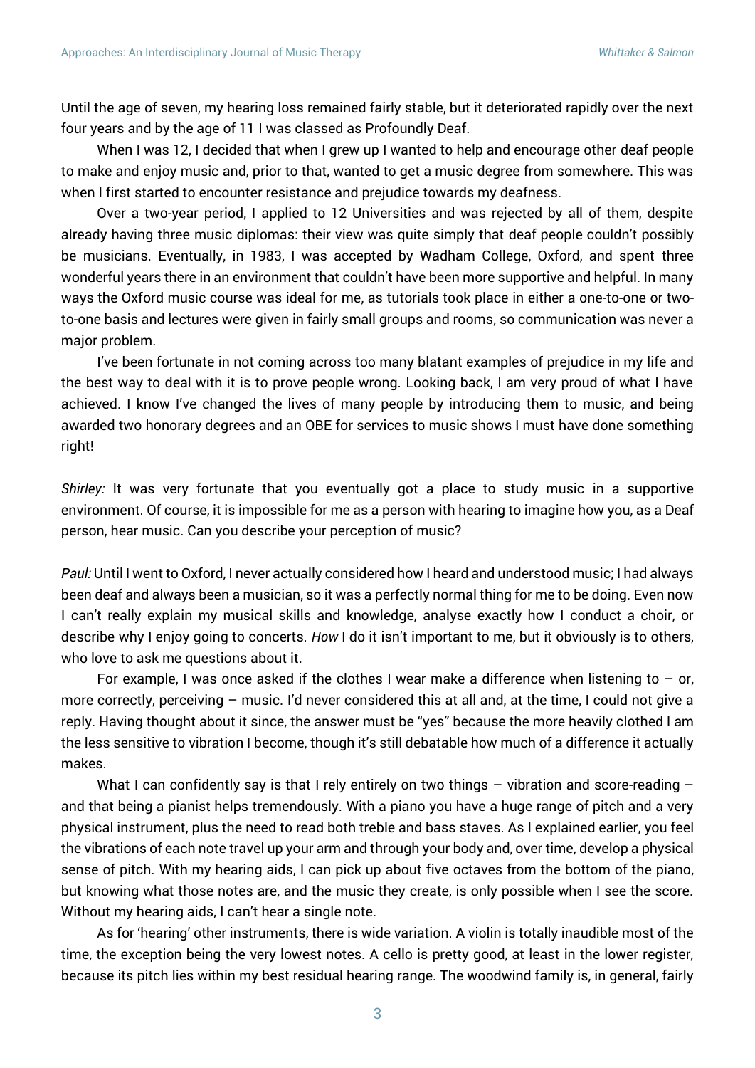Until the age of seven, my hearing loss remained fairly stable, but it deteriorated rapidly over the next four years and by the age of 11 I was classed as Profoundly Deaf.

When I was 12, I decided that when I grew up I wanted to help and encourage other deaf people to make and enjoy music and, prior to that, wanted to get a music degree from somewhere. This was when I first started to encounter resistance and prejudice towards my deafness.

Over a two-year period, I applied to 12 Universities and was rejected by all of them, despite already having three music diplomas: their view was quite simply that deaf people couldn't possibly be musicians. Eventually, in 1983, I was accepted by Wadham College, Oxford, and spent three wonderful years there in an environment that couldn't have been more supportive and helpful. In many ways the Oxford music course was ideal for me, as tutorials took place in either a one-to-one or two-to-one basis and lectures were given in fairly small groups and rooms, so communication was never a major problem.

I've been fortunate in not coming across too many blatant examples of prejudice in my life and the best way to deal with it is to prove people wrong. Looking back, I am very proud of what I have achieved. I know I've changed the lives of many people by introducing them to music, and being awarded two honorary degrees and an OBE for services to music shows I must have done something right!

*Shirley:* It was very fortunate that you eventually got a place to study music in a supportive environment. Of course, it is impossible for me as a person with hearing to imagine how you, as a Deaf person, hear music. Can you describe your perception of music?

*Paul:* Until I went to Oxford, I never actually considered how I heard and understood music; I had always been deaf and always been a musician, so it was a perfectly normal thing for me to be doing. Even now I can't really explain my musical skills and knowledge, analyse exactly how I conduct a choir, or describe why I enjoy going to concerts. *How* I do it isn't important to me, but it obviously is to others, who love to ask me questions about it.

For example, I was once asked if the clothes I wear make a difference when listening to – or, more correctly, perceiving – music. I'd never considered this at all and, at the time, I could not give a reply. Having thought about it since, the answer must be "yes" because the more heavily clothed I am the less sensitive to vibration I become, though it's still debatable how much of a difference it actually makes.

What I can confidently say is that I rely entirely on two things – vibration and score-reading – and that being a pianist helps tremendously. With a piano you have a huge range of pitch and a very physical instrument, plus the need to read both treble and bass staves. As I explained earlier, you feel the vibrations of each note travel up your arm and through your body and, over time, develop a physical sense of pitch. With my hearing aids, I can pick up about five octaves from the bottom of the piano, but knowing what those notes are, and the music they create, is only possible when I see the score. Without my hearing aids, I can't hear a single note.

As for 'hearing' other instruments, there is wide variation. A violin is totally inaudible most of the time, the exception being the very lowest notes. A cello is pretty good, at least in the lower register, because its pitch lies within my best residual hearing range. The woodwind family is, in general, fairly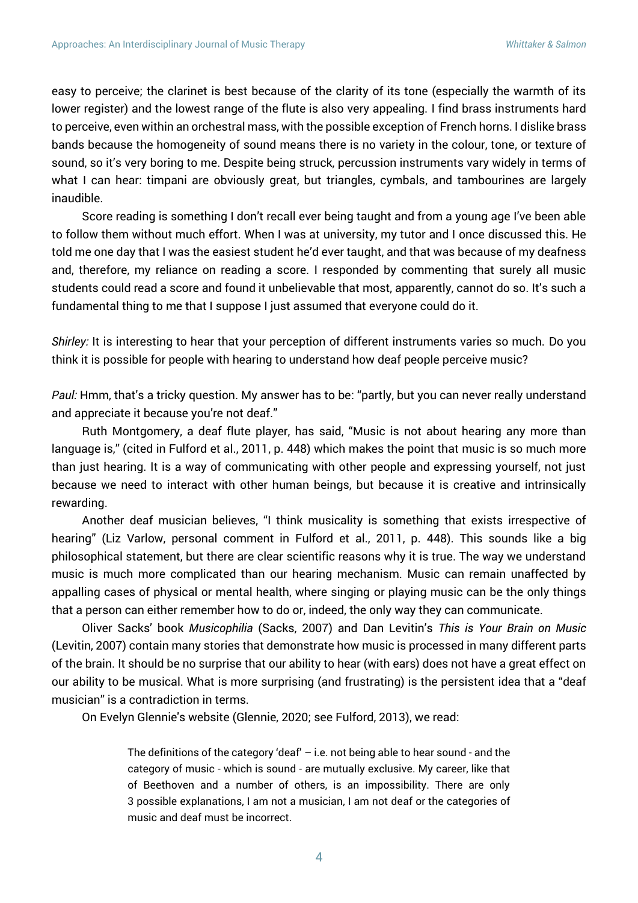easy to perceive; the clarinet is best because of the clarity of its tone (especially the warmth of its lower register) and the lowest range of the flute is also very appealing. I find brass instruments hard to perceive, even within an orchestral mass, with the possible exception of French horns. I dislike brass bands because the homogeneity of sound means there is no variety in the colour, tone, or texture of sound, so it's very boring to me. Despite being struck, percussion instruments vary widely in terms of what I can hear: timpani are obviously great, but triangles, cymbals, and tambourines are largely inaudible.

Score reading is something I don't recall ever being taught and from a young age I've been able to follow them without much effort. When I was at university, my tutor and I once discussed this. He told me one day that I was the easiest student he'd ever taught, and that was because of my deafness and, therefore, my reliance on reading a score. I responded by commenting that surely all music students could read a score and found it unbelievable that most, apparently, cannot do so. It's such a fundamental thing to me that I suppose I just assumed that everyone could do it.

*Shirley:* It is interesting to hear that your perception of different instruments varies so much. Do you think it is possible for people with hearing to understand how deaf people perceive music?

*Paul:* Hmm, that's a tricky question. My answer has to be: "partly, but you can never really understand and appreciate it because you're not deaf."

Ruth Montgomery, a deaf flute player, has said, "Music is not about hearing any more than language is," (cited in Fulford et al., 2011, p. 448) which makes the point that music is so much more than just hearing. It is a way of communicating with other people and expressing yourself, not just because we need to interact with other human beings, but because it is creative and intrinsically rewarding.

Another deaf musician believes, "I think musicality is something that exists irrespective of hearing" (Liz Varlow, personal comment in Fulford et al., 2011, p. 448). This sounds like a big philosophical statement, but there are clear scientific reasons why it is true. The way we understand music is much more complicated than our hearing mechanism. Music can remain unaffected by appalling cases of physical or mental health, where singing or playing music can be the only things that a person can either remember how to do or, indeed, the only way they can communicate.

Oliver Sacks' book *Musicophilia* (Sacks, 2007) and Dan Levitin's *This is Your Brain on Music* (Levitin, 2007) contain many stories that demonstrate how music is processed in many different parts of the brain. It should be no surprise that our ability to hear (with ears) does not have a great effect on our ability to be musical. What is more surprising (and frustrating) is the persistent idea that a "deaf musician" is a contradiction in terms.

On Evelyn Glennie's website (Glennie, 2020; see Fulford, 2013), we read:

> The definitions of the category 'deaf' – i.e. not being able to hear sound - and the category of music - which is sound - are mutually exclusive. My career, like that of Beethoven and a number of others, is an impossibility. There are only 3 possible explanations, I am not a musician, I am not deaf or the categories of music and deaf must be incorrect.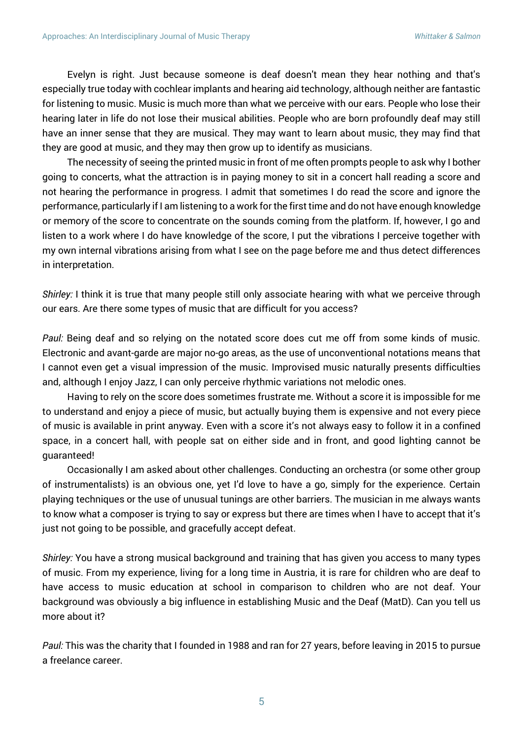Evelyn is right. Just because someone is deaf doesn't mean they hear nothing and that's especially true today with cochlear implants and hearing aid technology, although neither are fantastic for listening to music. Music is much more than what we perceive with our ears. People who lose their hearing later in life do not lose their musical abilities. People who are born profoundly deaf may still have an inner sense that they are musical. They may want to learn about music, they may find that they are good at music, and they may then grow up to identify as musicians.

The necessity of seeing the printed music in front of me often prompts people to ask why I bother going to concerts, what the attraction is in paying money to sit in a concert hall reading a score and not hearing the performance in progress. I admit that sometimes I do read the score and ignore the performance, particularly if I am listening to a work for the first time and do not have enough knowledge or memory of the score to concentrate on the sounds coming from the platform. If, however, I go and listen to a work where I do have knowledge of the score, I put the vibrations I perceive together with my own internal vibrations arising from what I see on the page before me and thus detect differences in interpretation.

*Shirley:* I think it is true that many people still only associate hearing with what we perceive through our ears. Are there some types of music that are difficult for you access?

*Paul:* Being deaf and so relying on the notated score does cut me off from some kinds of music. Electronic and avant-garde are major no-go areas, as the use of unconventional notations means that I cannot even get a visual impression of the music. Improvised music naturally presents difficulties and, although I enjoy Jazz, I can only perceive rhythmic variations not melodic ones.

Having to rely on the score does sometimes frustrate me. Without a score it is impossible for me to understand and enjoy a piece of music, but actually buying them is expensive and not every piece of music is available in print anyway. Even with a score it's not always easy to follow it in a confined space, in a concert hall, with people sat on either side and in front, and good lighting cannot be guaranteed!

Occasionally I am asked about other challenges. Conducting an orchestra (or some other group of instrumentalists) is an obvious one, yet I'd love to have a go, simply for the experience. Certain playing techniques or the use of unusual tunings are other barriers. The musician in me always wants to know what a composer is trying to say or express but there are times when I have to accept that it's just not going to be possible, and gracefully accept defeat.

*Shirley:* You have a strong musical background and training that has given you access to many types of music. From my experience, living for a long time in Austria, it is rare for children who are deaf to have access to music education at school in comparison to children who are not deaf. Your background was obviously a big influence in establishing Music and the Deaf (MatD). Can you tell us more about it?

*Paul:* This was the charity that I founded in 1988 and ran for 27 years, before leaving in 2015 to pursue a freelance career.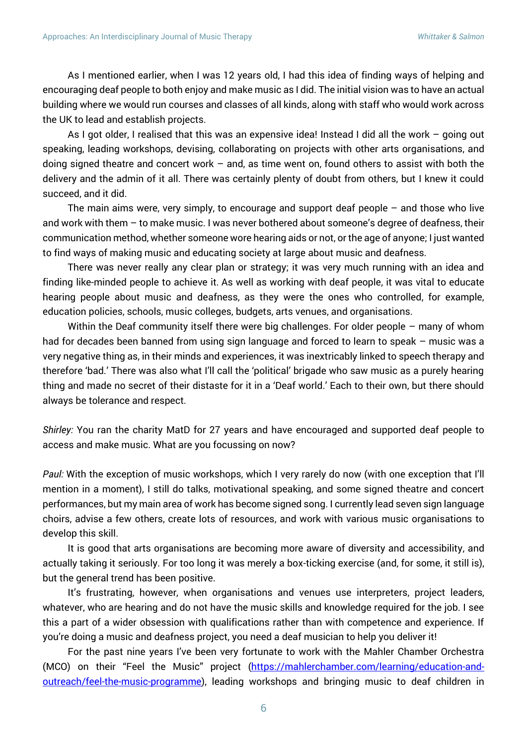As I mentioned earlier, when I was 12 years old, I had this idea of finding ways of helping and encouraging deaf people to both enjoy and make music as I did. The initial vision was to have an actual building where we would run courses and classes of all kinds, along with staff who would work across the UK to lead and establish projects.

As I got older, I realised that this was an expensive idea! Instead I did all the work – going out speaking, leading workshops, devising, collaborating on projects with other arts organisations, and doing signed theatre and concert work – and, as time went on, found others to assist with both the delivery and the admin of it all. There was certainly plenty of doubt from others, but I knew it could succeed, and it did.

The main aims were, very simply, to encourage and support deaf people – and those who live and work with them – to make music. I was never bothered about someone's degree of deafness, their communication method, whether someone wore hearing aids or not, or the age of anyone; I just wanted to find ways of making music and educating society at large about music and deafness.

There was never really any clear plan or strategy; it was very much running with an idea and finding like-minded people to achieve it. As well as working with deaf people, it was vital to educate hearing people about music and deafness, as they were the ones who controlled, for example, education policies, schools, music colleges, budgets, arts venues, and organisations.

Within the Deaf community itself there were big challenges. For older people – many of whom had for decades been banned from using sign language and forced to learn to speak – music was a very negative thing as, in their minds and experiences, it was inextricably linked to speech therapy and therefore 'bad.' There was also what I'll call the 'political' brigade who saw music as a purely hearing thing and made no secret of their distaste for it in a 'Deaf world.' Each to their own, but there should always be tolerance and respect.

*Shirley:* You ran the charity MatD for 27 years and have encouraged and supported deaf people to access and make music. What are you focussing on now?

*Paul:* With the exception of music workshops, which I very rarely do now (with one exception that I'll mention in a moment), I still do talks, motivational speaking, and some signed theatre and concert performances, but my main area of work has become signed song. I currently lead seven sign language choirs, advise a few others, create lots of resources, and work with various music organisations to develop this skill.

It is good that arts organisations are becoming more aware of diversity and accessibility, and actually taking it seriously. For too long it was merely a box-ticking exercise (and, for some, it still is), but the general trend has been positive.

It's frustrating, however, when organisations and venues use interpreters, project leaders, whatever, who are hearing and do not have the music skills and knowledge required for the job. I see this a part of a wider obsession with qualifications rather than with competence and experience. If you're doing a music and deafness project, you need a deaf musician to help you deliver it!

For the past nine years I've been very fortunate to work with the Mahler Chamber Orchestra (MCO) on their "Feel the Music" project (https://mahlerchamber.com/learning/education-and-outreach/feel-the-music-programme), leading workshops and bringing music to deaf children in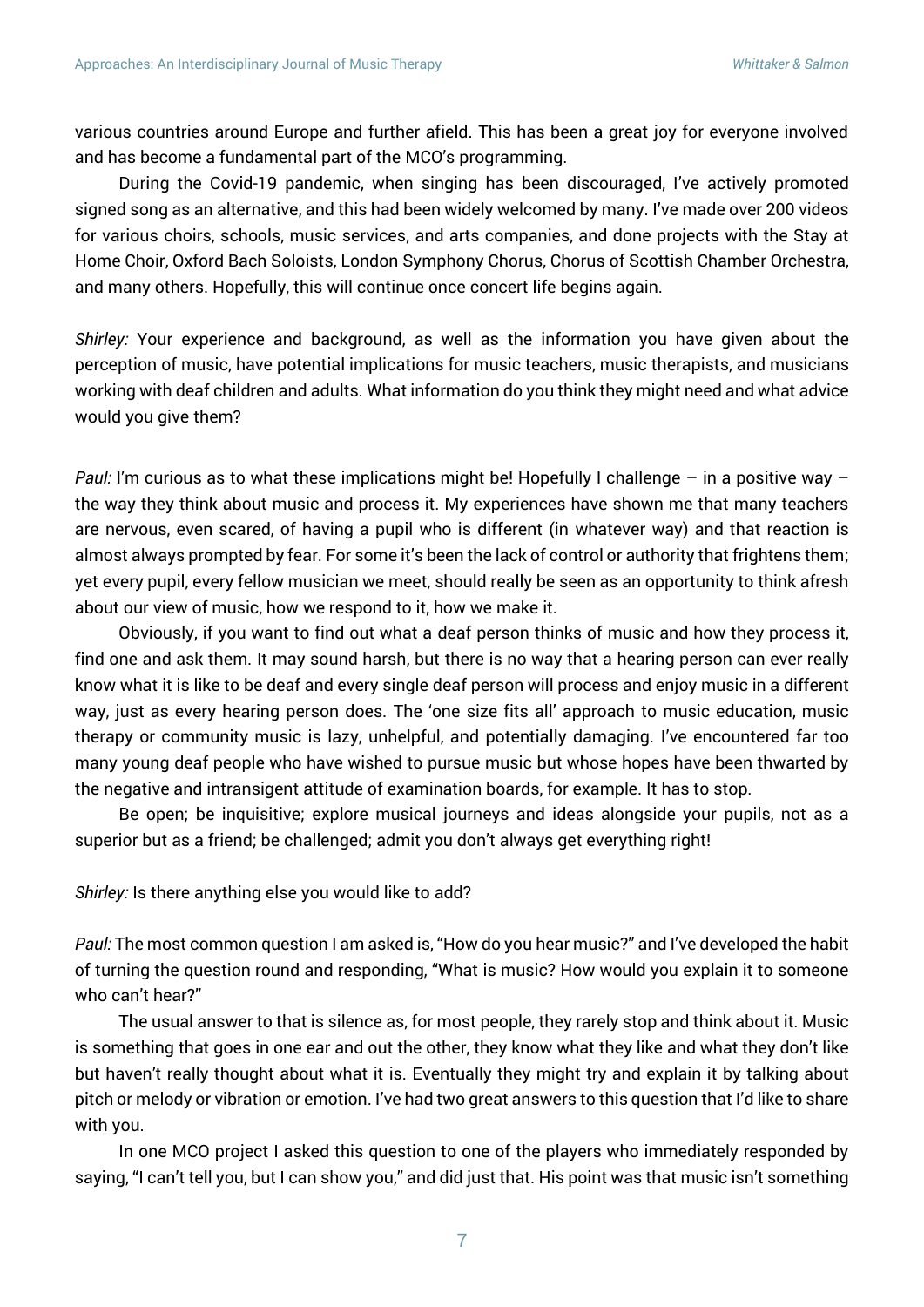various countries around Europe and further afield. This has been a great joy for everyone involved and has become a fundamental part of the MCO's programming.

During the Covid-19 pandemic, when singing has been discouraged, I've actively promoted signed song as an alternative, and this had been widely welcomed by many. I've made over 200 videos for various choirs, schools, music services, and arts companies, and done projects with the Stay at Home Choir, Oxford Bach Soloists, London Symphony Chorus, Chorus of Scottish Chamber Orchestra, and many others. Hopefully, this will continue once concert life begins again.

*Shirley:* Your experience and background, as well as the information you have given about the perception of music, have potential implications for music teachers, music therapists, and musicians working with deaf children and adults. What information do you think they might need and what advice would you give them?

*Paul:* I'm curious as to what these implications might be! Hopefully I challenge – in a positive way – the way they think about music and process it. My experiences have shown me that many teachers are nervous, even scared, of having a pupil who is different (in whatever way) and that reaction is almost always prompted by fear. For some it's been the lack of control or authority that frightens them; yet every pupil, every fellow musician we meet, should really be seen as an opportunity to think afresh about our view of music, how we respond to it, how we make it.

Obviously, if you want to find out what a deaf person thinks of music and how they process it, find one and ask them. It may sound harsh, but there is no way that a hearing person can ever really know what it is like to be deaf and every single deaf person will process and enjoy music in a different way, just as every hearing person does. The 'one size fits all' approach to music education, music therapy or community music is lazy, unhelpful, and potentially damaging. I've encountered far too many young deaf people who have wished to pursue music but whose hopes have been thwarted by the negative and intransigent attitude of examination boards, for example. It has to stop.

Be open; be inquisitive; explore musical journeys and ideas alongside your pupils, not as a superior but as a friend; be challenged; admit you don't always get everything right!

*Shirley:* Is there anything else you would like to add?

*Paul:* The most common question I am asked is, "How do you hear music?" and I've developed the habit of turning the question round and responding, "What is music? How would you explain it to someone who can't hear?"

The usual answer to that is silence as, for most people, they rarely stop and think about it. Music is something that goes in one ear and out the other, they know what they like and what they don't like but haven't really thought about what it is. Eventually they might try and explain it by talking about pitch or melody or vibration or emotion. I've had two great answers to this question that I'd like to share with you.

In one MCO project I asked this question to one of the players who immediately responded by saying, "I can't tell you, but I can show you," and did just that. His point was that music isn't something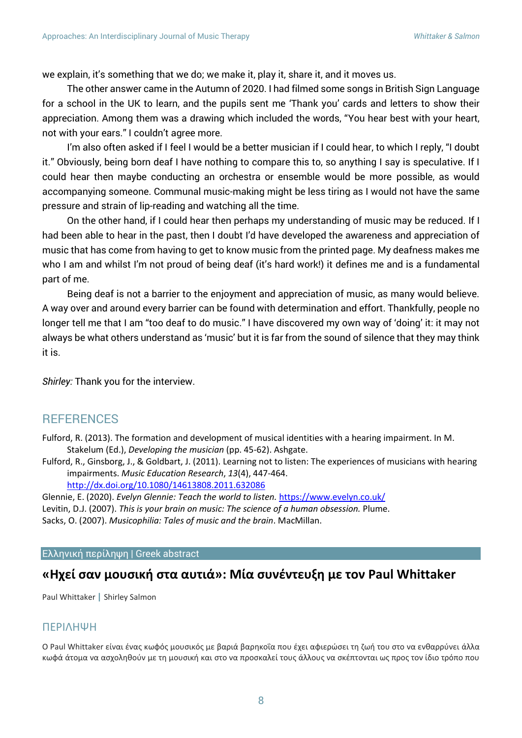we explain, it's something that we do; we make it, play it, share it, and it moves us.

The other answer came in the Autumn of 2020. I had filmed some songs in British Sign Language for a school in the UK to learn, and the pupils sent me 'Thank you' cards and letters to show their appreciation. Among them was a drawing which included the words, "You hear best with your heart, not with your ears." I couldn't agree more.

I'm also often asked if I feel I would be a better musician if I could hear, to which I reply, "I doubt it." Obviously, being born deaf I have nothing to compare this to, so anything I say is speculative. If I could hear then maybe conducting an orchestra or ensemble would be more possible, as would accompanying someone. Communal music-making might be less tiring as I would not have the same pressure and strain of lip-reading and watching all the time.

On the other hand, if I could hear then perhaps my understanding of music may be reduced. If I had been able to hear in the past, then I doubt I'd have developed the awareness and appreciation of music that has come from having to get to know music from the printed page. My deafness makes me who I am and whilst I'm not proud of being deaf (it's hard work!) it defines me and is a fundamental part of me.

Being deaf is not a barrier to the enjoyment and appreciation of music, as many would believe. A way over and around every barrier can be found with determination and effort. Thankfully, people no longer tell me that I am "too deaf to do music." I have discovered my own way of 'doing' it: it may not always be what others understand as 'music' but it is far from the sound of silence that they may think it is.

*Shirley:* Thank you for the interview.

## REFERENCES

Fulford, R. (2013). The formation and development of musical identities with a hearing impairment. In M. Stakelum (Ed.), *Developing the musician* (pp. 45-62). Ashgate.

Fulford, R., Ginsborg, J., & Goldbart, J. (2011). Learning not to listen: The experiences of musicians with hearing impairments. *Music Education Research*, *13*(4), 447-464. http://dx.doi.org/10.1080/14613808.2011.632086

Glennie, E. (2020). *Evelyn Glennie: Teach the world to listen.* https://www.evelyn.co.uk/

Levitin, D.J. (2007). *This is your brain on music: The science of a human obsession.* Plume.

Sacks, O. (2007). *Musicophilia: Tales of music and the brain*. MacMillan.

Ελληνική περίληψη | Greek abstract

## «Ηχεί σαν μουσική στα αυτιά»: Μία συνέντευξη με τον Paul Whittaker

Paul Whittaker | Shirley Salmon

### ΠΕΡΙΛΗΨΗ

Ο Paul Whittaker είναι ένας κωφός μουσικός με βαριά βαρηκοΐα που έχει αφιερώσει τη ζωή του στο να ενθαρρύνει άλλα κωφά άτομα να ασχοληθούν με τη μουσική και στο να προσκαλεί τους άλλους να σκέπτονται ως προς τον ίδιο τρόπο που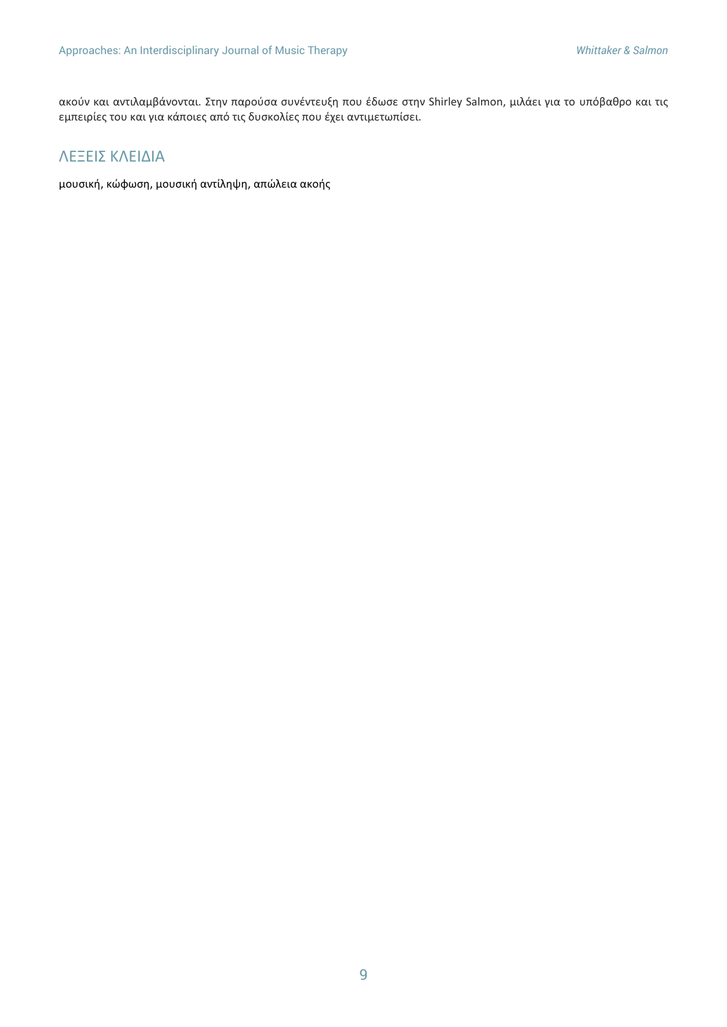ακούν και αντιλαμβάνονται. Στην παρούσα συνέντευξη που έδωσε στην Shirley Salmon, μιλάει για το υπόβαθρο και τις εμπειρίες του και για κάποιες από τις δυσκολίες που έχει αντιμετωπίσει.

## ΛΕΞΕΙΣ ΚΛΕΙΔΙΑ

μουσική, κώφωση, μουσική αντίληψη, απώλεια ακοής